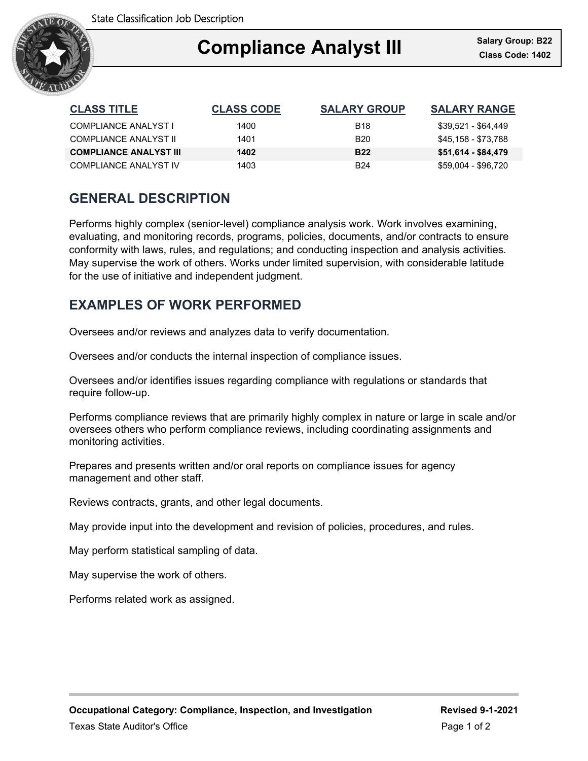# Compliance Analyst III

**Salary Group: B22**
**Class Code: 1402**

| CLASS TITLE | CLASS CODE | SALARY GROUP | SALARY RANGE |
|---|---|---|---|
| COMPLIANCE ANALYST I | 1400 | B18 | $39,521 - $64,449 |
| COMPLIANCE ANALYST II | 1401 | B20 | $45,158 - $73,788 |
| **COMPLIANCE ANALYST III** | **1402** | **B22** | **$51,614 - $84,479** |
| COMPLIANCE ANALYST IV | 1403 | B24 | $59,004 - $96,720 |

## GENERAL DESCRIPTION

Performs highly complex (senior-level) compliance analysis work. Work involves examining, evaluating, and monitoring records, programs, policies, documents, and/or contracts to ensure conformity with laws, rules, and regulations; and conducting inspection and analysis activities. May supervise the work of others. Works under limited supervision, with considerable latitude for the use of initiative and independent judgment.

## EXAMPLES OF WORK PERFORMED

Oversees and/or reviews and analyzes data to verify documentation.

Oversees and/or conducts the internal inspection of compliance issues.

Oversees and/or identifies issues regarding compliance with regulations or standards that require follow-up.

Performs compliance reviews that are primarily highly complex in nature or large in scale and/or oversees others who perform compliance reviews, including coordinating assignments and monitoring activities.

Prepares and presents written and/or oral reports on compliance issues for agency management and other staff.

Reviews contracts, grants, and other legal documents.

May provide input into the development and revision of policies, procedures, and rules.

May perform statistical sampling of data.

May supervise the work of others.

Performs related work as assigned.

**Occupational Category: Compliance, Inspection, and Investigation** **Revised 9-1-2021**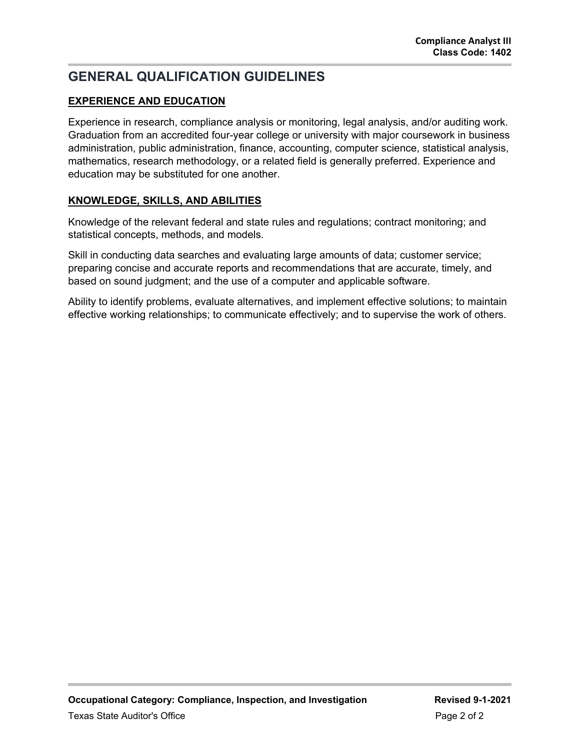# GENERAL QUALIFICATION GUIDELINES

## EXPERIENCE AND EDUCATION

Experience in research, compliance analysis or monitoring, legal analysis, and/or auditing work. Graduation from an accredited four-year college or university with major coursework in business administration, public administration, finance, accounting, computer science, statistical analysis, mathematics, research methodology, or a related field is generally preferred. Experience and education may be substituted for one another.

## KNOWLEDGE, SKILLS, AND ABILITIES

Knowledge of the relevant federal and state rules and regulations; contract monitoring; and statistical concepts, methods, and models.

Skill in conducting data searches and evaluating large amounts of data; customer service; preparing concise and accurate reports and recommendations that are accurate, timely, and based on sound judgment; and the use of a computer and applicable software.

Ability to identify problems, evaluate alternatives, and implement effective solutions; to maintain effective working relationships; to communicate effectively; and to supervise the work of others.